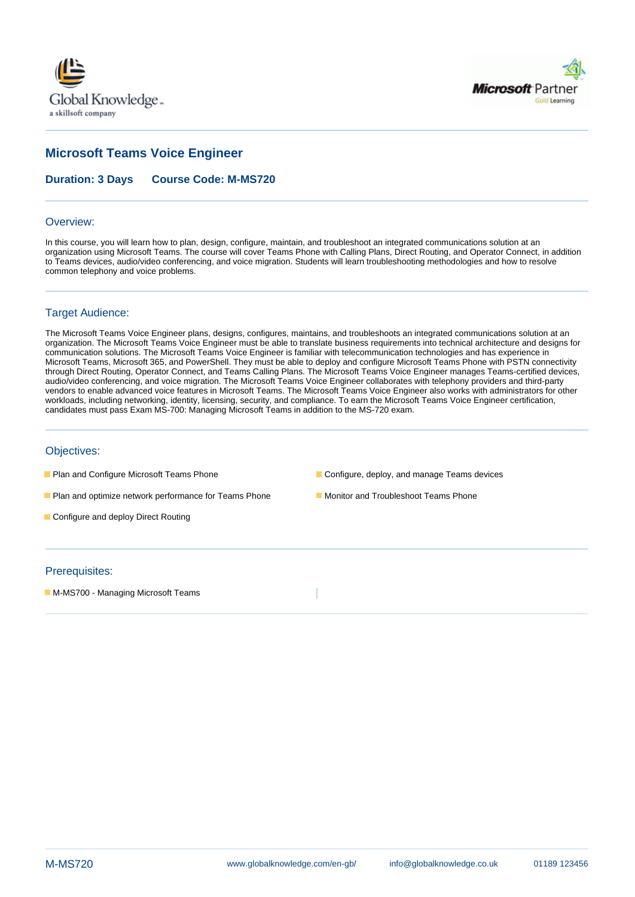# Microsoft Teams Voice Engineer

**Duration: 3 Days    Course Code: M-MS720**

## Overview:

In this course, you will learn how to plan, design, configure, maintain, and troubleshoot an integrated communications solution at an organization using Microsoft Teams. The course will cover Teams Phone with Calling Plans, Direct Routing, and Operator Connect, in addition to Teams devices, audio/video conferencing, and voice migration. Students will learn troubleshooting methodologies and how to resolve common telephony and voice problems.

## Target Audience:

The Microsoft Teams Voice Engineer plans, designs, configures, maintains, and troubleshoots an integrated communications solution at an organization. The Microsoft Teams Voice Engineer must be able to translate business requirements into technical architecture and designs for communication solutions. The Microsoft Teams Voice Engineer is familiar with telecommunication technologies and has experience in Microsoft Teams, Microsoft 365, and PowerShell. They must be able to deploy and configure Microsoft Teams Phone with PSTN connectivity through Direct Routing, Operator Connect, and Teams Calling Plans. The Microsoft Teams Voice Engineer manages Teams-certified devices, audio/video conferencing, and voice migration. The Microsoft Teams Voice Engineer collaborates with telephony providers and third-party vendors to enable advanced voice features in Microsoft Teams. The Microsoft Teams Voice Engineer also works with administrators for other workloads, including networking, identity, licensing, security, and compliance. To earn the Microsoft Teams Voice Engineer certification, candidates must pass Exam MS-700: Managing Microsoft Teams in addition to the MS-720 exam.

## Objectives:

- Plan and Configure Microsoft Teams Phone
- Plan and optimize network performance for Teams Phone
- Configure and deploy Direct Routing
- Configure, deploy, and manage Teams devices
- Monitor and Troubleshoot Teams Phone

## Prerequisites:

- M-MS700 - Managing Microsoft Teams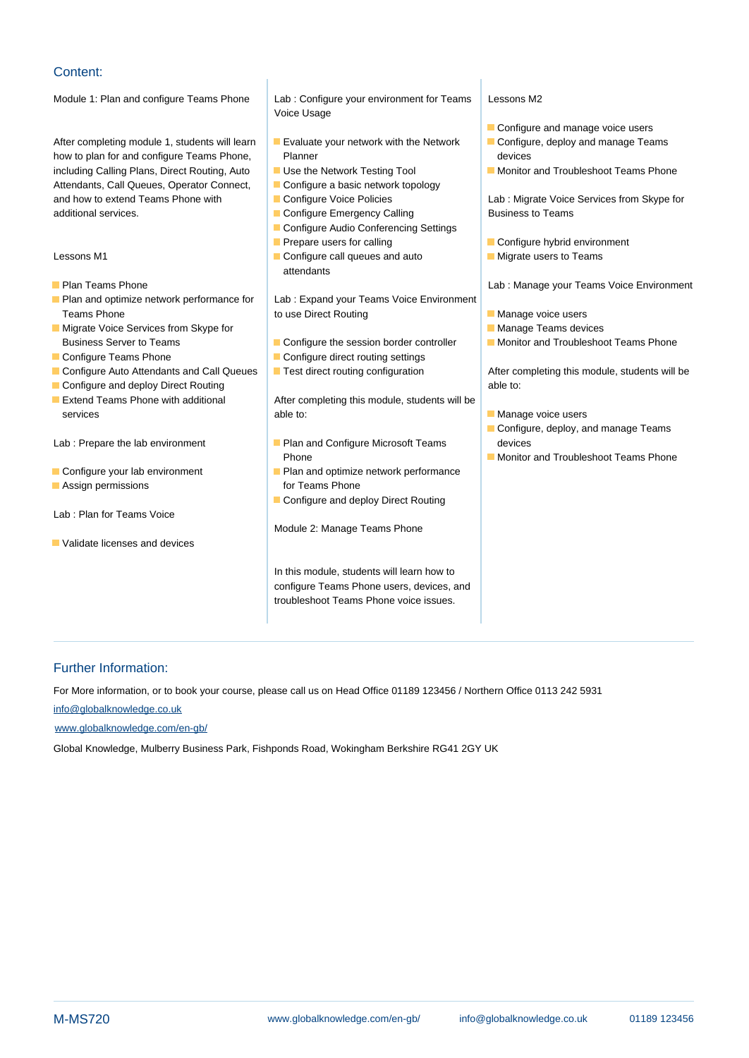## Content:

Module 1: Plan and configure Teams Phone

After completing module 1, students will learn how to plan for and configure Teams Phone, including Calling Plans, Direct Routing, Auto Attendants, Call Queues, Operator Connect, and how to extend Teams Phone with additional services.

Lessons M1

- Plan Teams Phone
- Plan and optimize network performance for Teams Phone
- Migrate Voice Services from Skype for Business Server to Teams
- Configure Teams Phone
- Configure Auto Attendants and Call Queues
- Configure and deploy Direct Routing
- Extend Teams Phone with additional services

Lab : Prepare the lab environment

- Configure your lab environment
- Assign permissions

Lab : Plan for Teams Voice

- Validate licenses and devices

Lab : Configure your environment for Teams Voice Usage

- Evaluate your network with the Network Planner
- Use the Network Testing Tool
- Configure a basic network topology
- Configure Voice Policies
- Configure Emergency Calling
- Configure Audio Conferencing Settings
- Prepare users for calling
- Configure call queues and auto attendants

Lab : Expand your Teams Voice Environment to use Direct Routing

- Configure the session border controller
- Configure direct routing settings
- Test direct routing configuration

After completing this module, students will be able to:

- Plan and Configure Microsoft Teams Phone
- Plan and optimize network performance for Teams Phone
- Configure and deploy Direct Routing

Module 2: Manage Teams Phone

In this module, students will learn how to configure Teams Phone users, devices, and troubleshoot Teams Phone voice issues.

Lessons M2

- Configure and manage voice users
- Configure, deploy and manage Teams devices
- Monitor and Troubleshoot Teams Phone

Lab : Migrate Voice Services from Skype for Business to Teams

- Configure hybrid environment
- Migrate users to Teams

Lab : Manage your Teams Voice Environment

- Manage voice users
- Manage Teams devices
- Monitor and Troubleshoot Teams Phone

After completing this module, students will be able to:

- Manage voice users
- Configure, deploy, and manage Teams devices
- Monitor and Troubleshoot Teams Phone

## Further Information:

For More information, or to book your course, please call us on Head Office 01189 123456 / Northern Office 0113 242 5931

info@globalknowledge.co.uk

www.globalknowledge.com/en-gb/

Global Knowledge, Mulberry Business Park, Fishponds Road, Wokingham Berkshire RG41 2GY UK